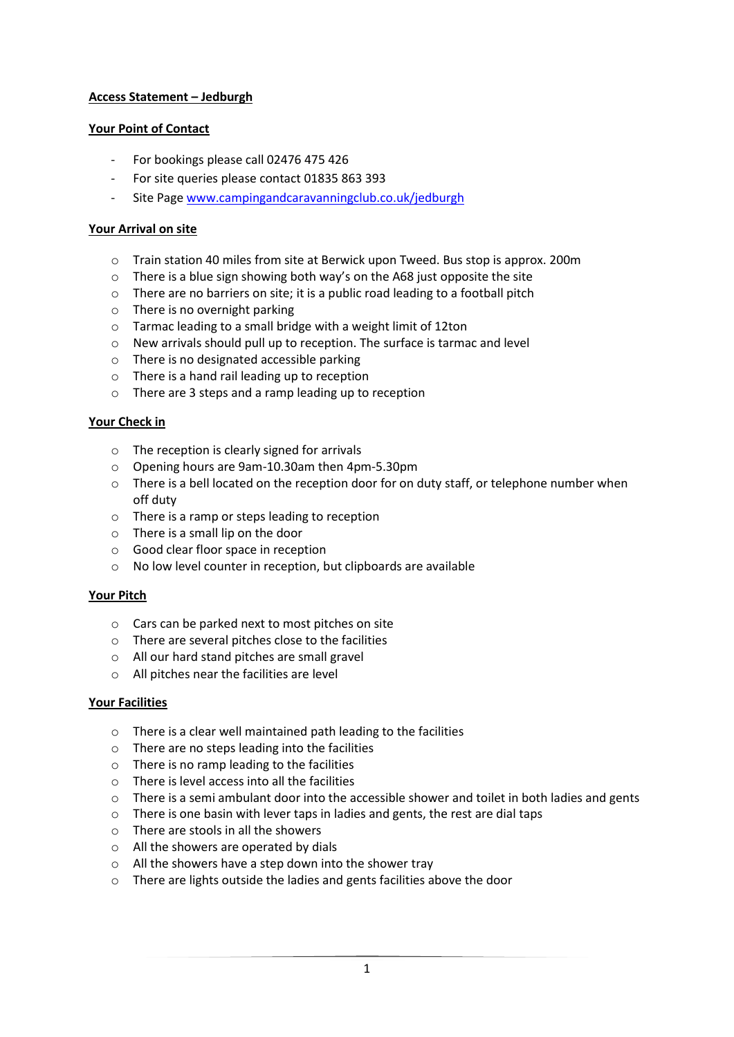**Access Statement – Jedburgh**

**Your Point of Contact**

- For bookings please call 02476 475 426
- For site queries please contact 01835 863 393
- Site Page [www.campingandcaravanningclub.co.uk/jedburgh](http://www.campingandcaravanningclub.co.uk/jedburgh)

**Your Arrival on site**

- Train station 40 miles from site at Berwick upon Tweed. Bus stop is approx. 200m
- There is a blue sign showing both way's on the A68 just opposite the site
- There are no barriers on site; it is a public road leading to a football pitch
- There is no overnight parking
- Tarmac leading to a small bridge with a weight limit of 12ton
- New arrivals should pull up to reception. The surface is tarmac and level
- There is no designated accessible parking
- There is a hand rail leading up to reception
- There are 3 steps and a ramp leading up to reception

**Your Check in**

- The reception is clearly signed for arrivals
- Opening hours are 9am-10.30am then 4pm-5.30pm
- There is a bell located on the reception door for on duty staff, or telephone number when off duty
- There is a ramp or steps leading to reception
- There is a small lip on the door
- Good clear floor space in reception
- No low level counter in reception, but clipboards are available

**Your Pitch**

- Cars can be parked next to most pitches on site
- There are several pitches close to the facilities
- All our hard stand pitches are small gravel
- All pitches near the facilities are level

**Your Facilities**

- There is a clear well maintained path leading to the facilities
- There are no steps leading into the facilities
- There is no ramp leading to the facilities
- There is level access into all the facilities
- There is a semi ambulant door into the accessible shower and toilet in both ladies and gents
- There is one basin with lever taps in ladies and gents, the rest are dial taps
- There are stools in all the showers
- All the showers are operated by dials
- All the showers have a step down into the shower tray
- There are lights outside the ladies and gents facilities above the door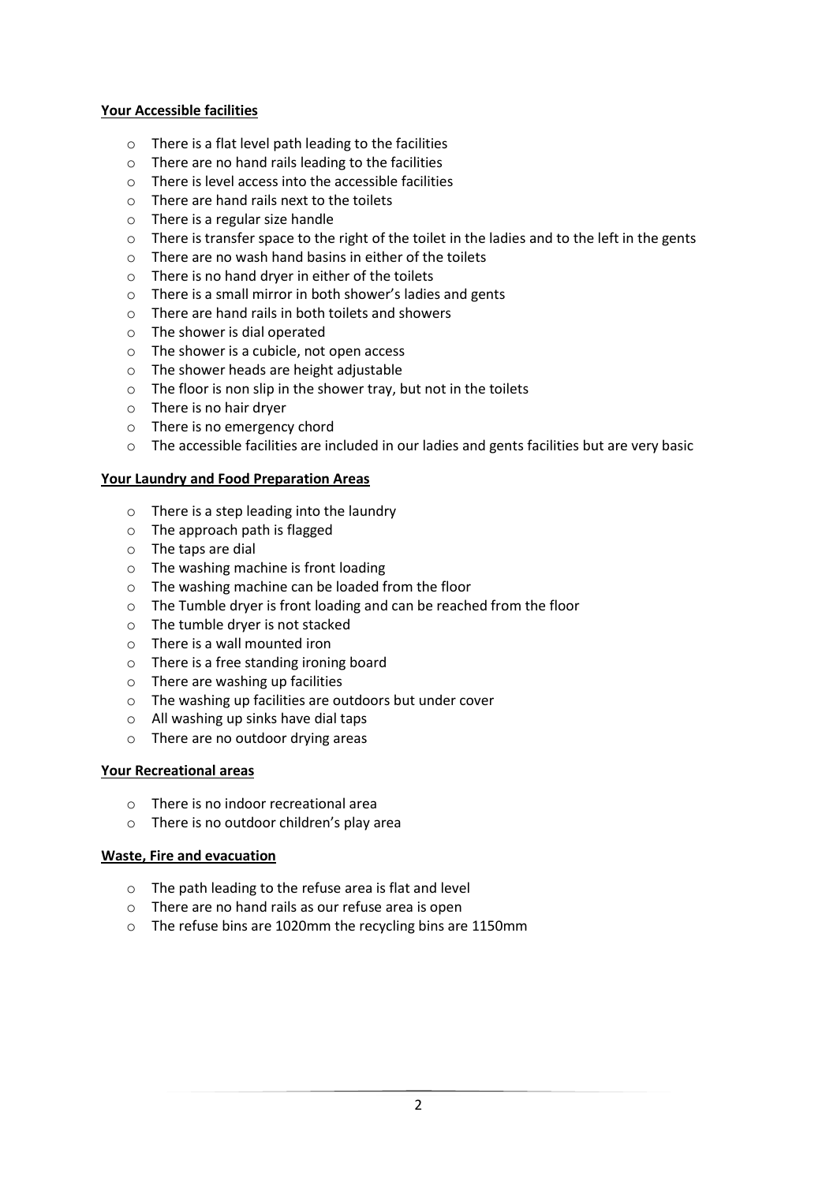**Your Accessible facilities**

- There is a flat level path leading to the facilities
- There are no hand rails leading to the facilities
- There is level access into the accessible facilities
- There are hand rails next to the toilets
- There is a regular size handle
- There is transfer space to the right of the toilet in the ladies and to the left in the gents
- There are no wash hand basins in either of the toilets
- There is no hand dryer in either of the toilets
- There is a small mirror in both shower's ladies and gents
- There are hand rails in both toilets and showers
- The shower is dial operated
- The shower is a cubicle, not open access
- The shower heads are height adjustable
- The floor is non slip in the shower tray, but not in the toilets
- There is no hair dryer
- There is no emergency chord
- The accessible facilities are included in our ladies and gents facilities but are very basic

**Your Laundry and Food Preparation Areas**

- There is a step leading into the laundry
- The approach path is flagged
- The taps are dial
- The washing machine is front loading
- The washing machine can be loaded from the floor
- The Tumble dryer is front loading and can be reached from the floor
- The tumble dryer is not stacked
- There is a wall mounted iron
- There is a free standing ironing board
- There are washing up facilities
- The washing up facilities are outdoors but under cover
- All washing up sinks have dial taps
- There are no outdoor drying areas

**Your Recreational areas**

- There is no indoor recreational area
- There is no outdoor children's play area

**Waste, Fire and evacuation**

- The path leading to the refuse area is flat and level
- There are no hand rails as our refuse area is open
- The refuse bins are 1020mm the recycling bins are 1150mm